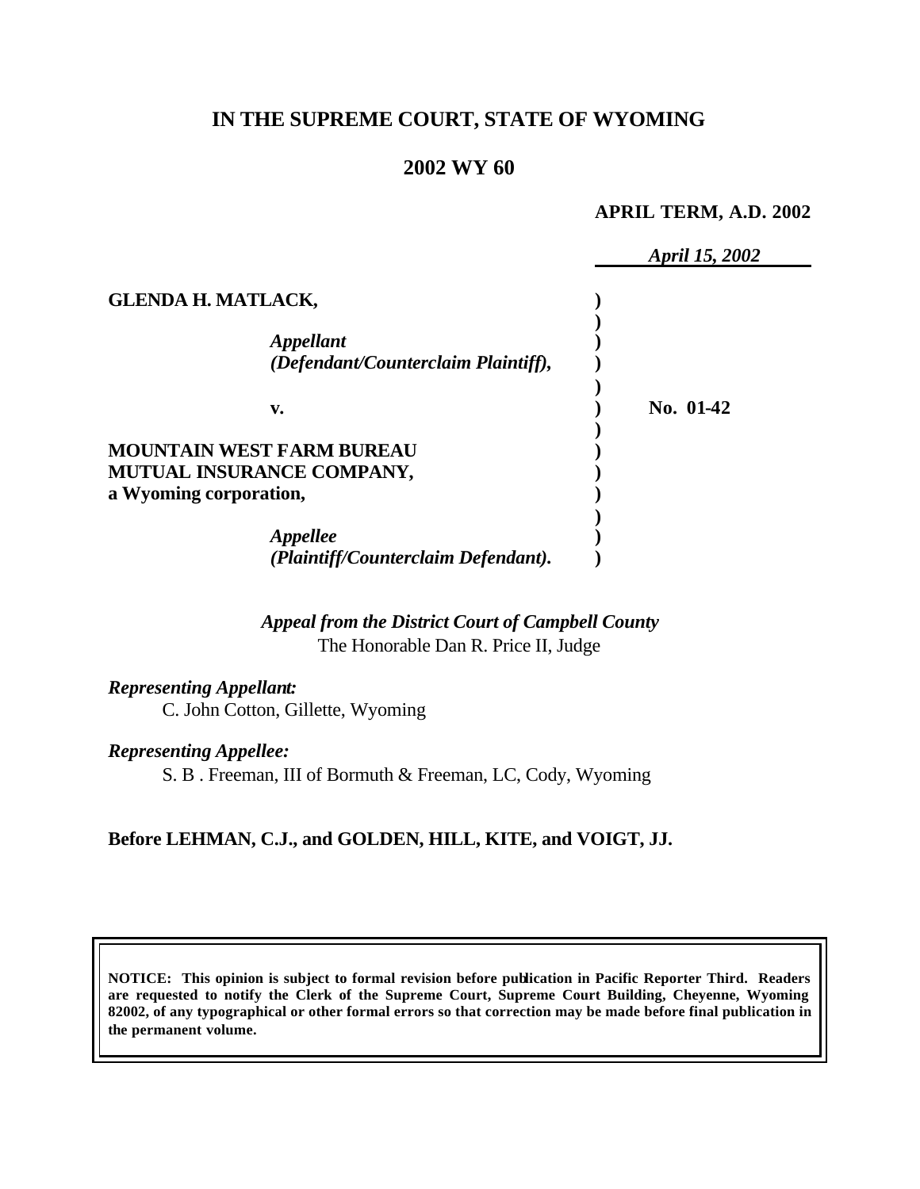# IN THE SUPREME COURT, STATE OF WYOMING

## 2002 WY 60

**APRIL TERM, A.D. 2002**

*April 15, 2002*

**GLENDA H. MATLACK,**

*Appellant*
*(Defendant/Counterclaim Plaintiff),*

**v.** **No. 01-42**

**MOUNTAIN WEST FARM BUREAU MUTUAL INSURANCE COMPANY, a Wyoming corporation,**

*Appellee*
*(Plaintiff/Counterclaim Defendant).*

*Appeal from the District Court of Campbell County*
The Honorable Dan R. Price II, Judge

*Representing Appellant:*
C. John Cotton, Gillette, Wyoming

*Representing Appellee:*
S. B . Freeman, III of Bormuth & Freeman, LC, Cody, Wyoming

**Before LEHMAN, C.J., and GOLDEN, HILL, KITE, and VOIGT, JJ.**

**NOTICE: This opinion is subject to formal revision before publication in Pacific Reporter Third. Readers are requested to notify the Clerk of the Supreme Court, Supreme Court Building, Cheyenne, Wyoming 82002, of any typographical or other formal errors so that correction may be made before final publication in the permanent volume.**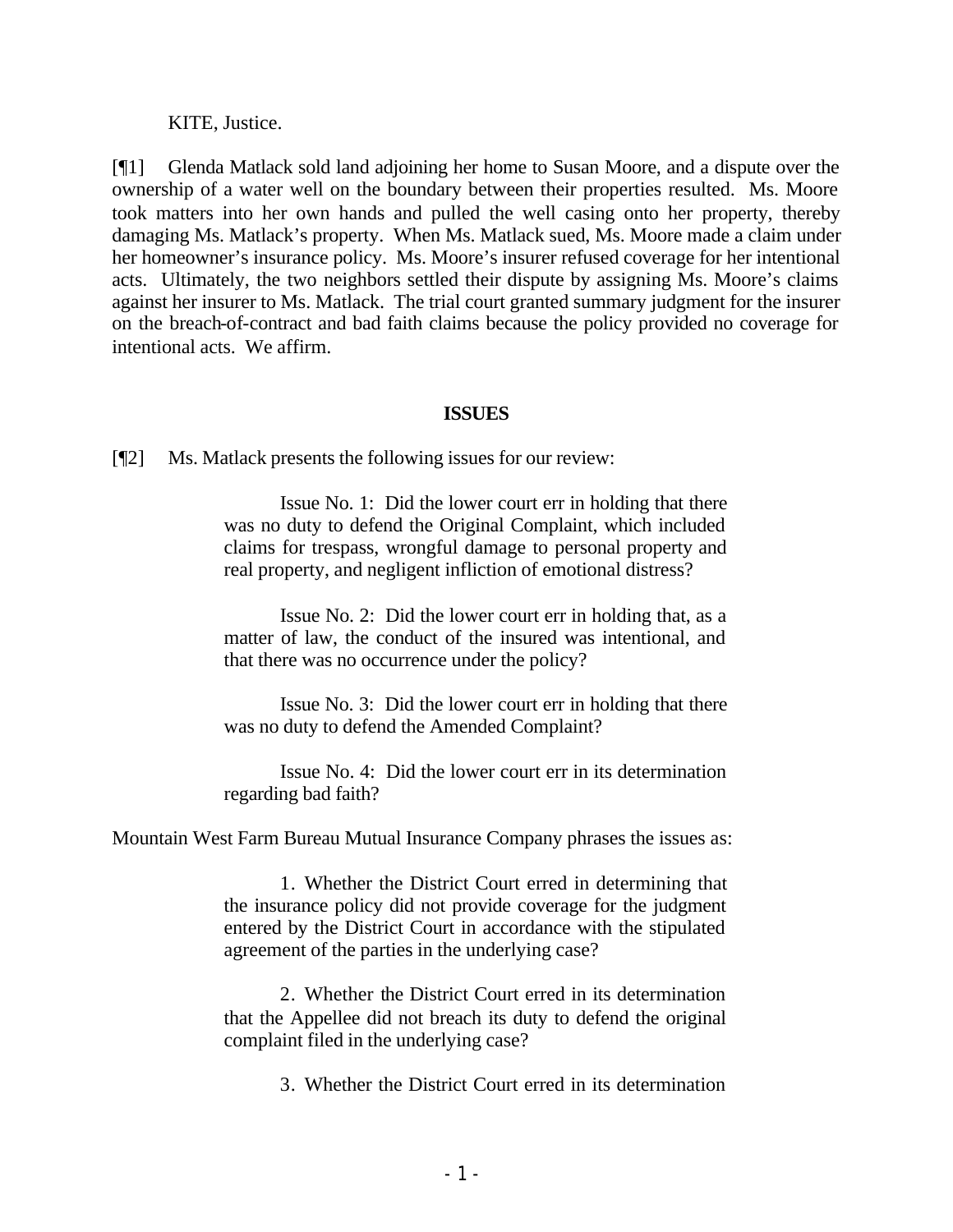KITE, Justice.

[¶1] Glenda Matlack sold land adjoining her home to Susan Moore, and a dispute over the ownership of a water well on the boundary between their properties resulted. Ms. Moore took matters into her own hands and pulled the well casing onto her property, thereby damaging Ms. Matlack's property. When Ms. Matlack sued, Ms. Moore made a claim under her homeowner's insurance policy. Ms. Moore's insurer refused coverage for her intentional acts. Ultimately, the two neighbors settled their dispute by assigning Ms. Moore's claims against her insurer to Ms. Matlack. The trial court granted summary judgment for the insurer on the breach-of-contract and bad faith claims because the policy provided no coverage for intentional acts. We affirm.

## ISSUES

[¶2] Ms. Matlack presents the following issues for our review:

> Issue No. 1: Did the lower court err in holding that there was no duty to defend the Original Complaint, which included claims for trespass, wrongful damage to personal property and real property, and negligent infliction of emotional distress?
>
> Issue No. 2: Did the lower court err in holding that, as a matter of law, the conduct of the insured was intentional, and that there was no occurrence under the policy?
>
> Issue No. 3: Did the lower court err in holding that there was no duty to defend the Amended Complaint?
>
> Issue No. 4: Did the lower court err in its determination regarding bad faith?

Mountain West Farm Bureau Mutual Insurance Company phrases the issues as:

> 1. Whether the District Court erred in determining that the insurance policy did not provide coverage for the judgment entered by the District Court in accordance with the stipulated agreement of the parties in the underlying case?
>
> 2. Whether the District Court erred in its determination that the Appellee did not breach its duty to defend the original complaint filed in the underlying case?
>
> 3. Whether the District Court erred in its determination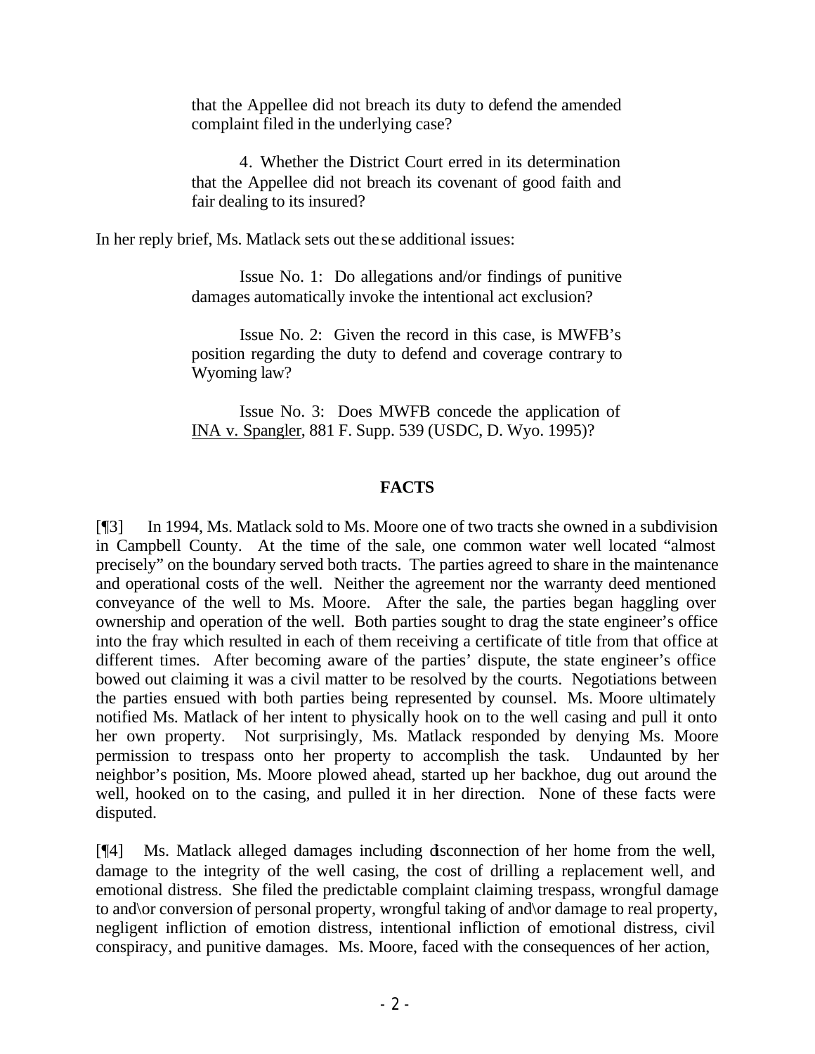> that the Appellee did not breach its duty to defend the amended complaint filed in the underlying case?
>
> 4. Whether the District Court erred in its determination that the Appellee did not breach its covenant of good faith and fair dealing to its insured?

In her reply brief, Ms. Matlack sets out these additional issues:

> Issue No. 1: Do allegations and/or findings of punitive damages automatically invoke the intentional act exclusion?
>
> Issue No. 2: Given the record in this case, is MWFB's position regarding the duty to defend and coverage contrary to Wyoming law?
>
> Issue No. 3: Does MWFB concede the application of <u>INA v. Spangler</u>, 881 F. Supp. 539 (USDC, D. Wyo. 1995)?

## FACTS

[¶3] In 1994, Ms. Matlack sold to Ms. Moore one of two tracts she owned in a subdivision in Campbell County. At the time of the sale, one common water well located "almost precisely" on the boundary served both tracts. The parties agreed to share in the maintenance and operational costs of the well. Neither the agreement nor the warranty deed mentioned conveyance of the well to Ms. Moore. After the sale, the parties began haggling over ownership and operation of the well. Both parties sought to drag the state engineer's office into the fray which resulted in each of them receiving a certificate of title from that office at different times. After becoming aware of the parties' dispute, the state engineer's office bowed out claiming it was a civil matter to be resolved by the courts. Negotiations between the parties ensued with both parties being represented by counsel. Ms. Moore ultimately notified Ms. Matlack of her intent to physically hook on to the well casing and pull it onto her own property. Not surprisingly, Ms. Matlack responded by denying Ms. Moore permission to trespass onto her property to accomplish the task. Undaunted by her neighbor's position, Ms. Moore plowed ahead, started up her backhoe, dug out around the well, hooked on to the casing, and pulled it in her direction. None of these facts were disputed.

[¶4] Ms. Matlack alleged damages including disconnection of her home from the well, damage to the integrity of the well casing, the cost of drilling a replacement well, and emotional distress. She filed the predictable complaint claiming trespass, wrongful damage to and\or conversion of personal property, wrongful taking of and\or damage to real property, negligent infliction of emotion distress, intentional infliction of emotional distress, civil conspiracy, and punitive damages. Ms. Moore, faced with the consequences of her action,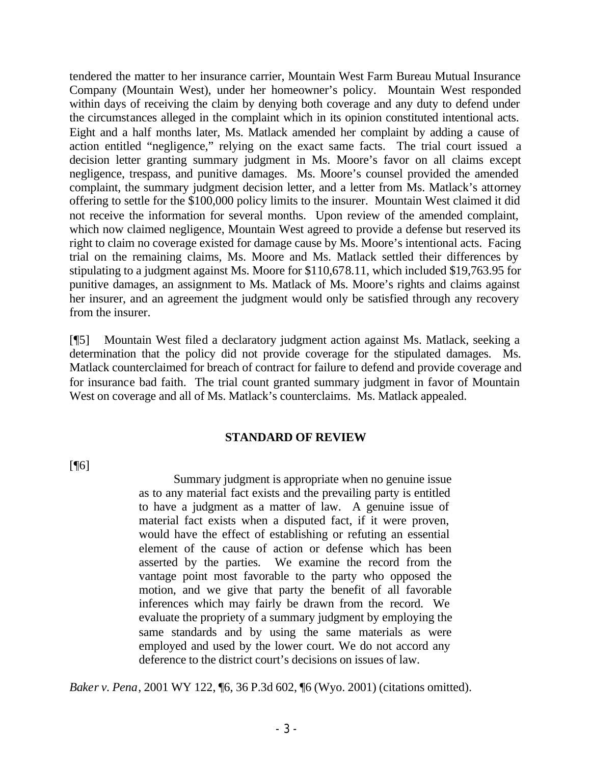tendered the matter to her insurance carrier, Mountain West Farm Bureau Mutual Insurance Company (Mountain West), under her homeowner's policy. Mountain West responded within days of receiving the claim by denying both coverage and any duty to defend under the circumstances alleged in the complaint which in its opinion constituted intentional acts. Eight and a half months later, Ms. Matlack amended her complaint by adding a cause of action entitled "negligence," relying on the exact same facts. The trial court issued a decision letter granting summary judgment in Ms. Moore's favor on all claims except negligence, trespass, and punitive damages. Ms. Moore's counsel provided the amended complaint, the summary judgment decision letter, and a letter from Ms. Matlack's attorney offering to settle for the $100,000 policy limits to the insurer. Mountain West claimed it did not receive the information for several months. Upon review of the amended complaint, which now claimed negligence, Mountain West agreed to provide a defense but reserved its right to claim no coverage existed for damage cause by Ms. Moore's intentional acts. Facing trial on the remaining claims, Ms. Moore and Ms. Matlack settled their differences by stipulating to a judgment against Ms. Moore for $110,678.11, which included $19,763.95 for punitive damages, an assignment to Ms. Matlack of Ms. Moore's rights and claims against her insurer, and an agreement the judgment would only be satisfied through any recovery from the insurer.

[¶5] Mountain West filed a declaratory judgment action against Ms. Matlack, seeking a determination that the policy did not provide coverage for the stipulated damages. Ms. Matlack counterclaimed for breach of contract for failure to defend and provide coverage and for insurance bad faith. The trial count granted summary judgment in favor of Mountain West on coverage and all of Ms. Matlack's counterclaims. Ms. Matlack appealed.

## STANDARD OF REVIEW

[¶6]

> Summary judgment is appropriate when no genuine issue as to any material fact exists and the prevailing party is entitled to have a judgment as a matter of law. A genuine issue of material fact exists when a disputed fact, if it were proven, would have the effect of establishing or refuting an essential element of the cause of action or defense which has been asserted by the parties. We examine the record from the vantage point most favorable to the party who opposed the motion, and we give that party the benefit of all favorable inferences which may fairly be drawn from the record. We evaluate the propriety of a summary judgment by employing the same standards and by using the same materials as were employed and used by the lower court. We do not accord any deference to the district court's decisions on issues of law.

*Baker v. Pena*, 2001 WY 122, ¶6, 36 P.3d 602, ¶6 (Wyo. 2001) (citations omitted).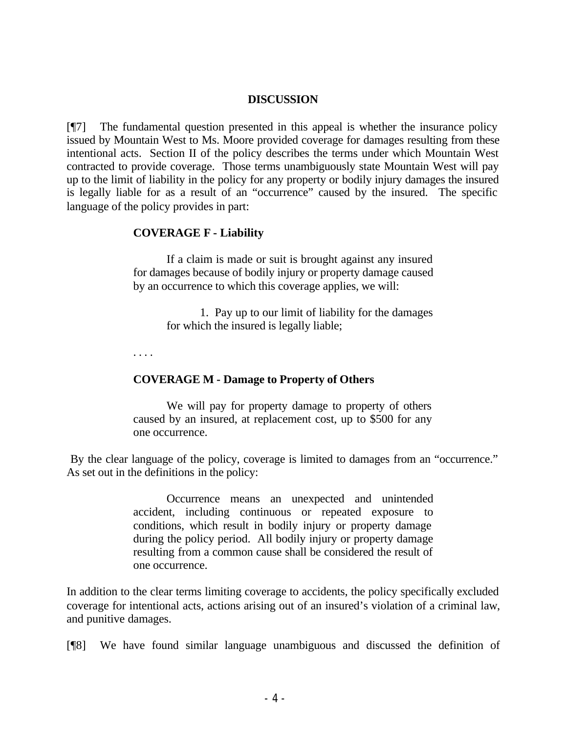## DISCUSSION

[¶7] The fundamental question presented in this appeal is whether the insurance policy issued by Mountain West to Ms. Moore provided coverage for damages resulting from these intentional acts. Section II of the policy describes the terms under which Mountain West contracted to provide coverage. Those terms unambiguously state Mountain West will pay up to the limit of liability in the policy for any property or bodily injury damages the insured is legally liable for as a result of an "occurrence" caused by the insured. The specific language of the policy provides in part:

> **COVERAGE F - Liability**
>
> If a claim is made or suit is brought against any insured for damages because of bodily injury or property damage caused by an occurrence to which this coverage applies, we will:
>
> 1. Pay up to our limit of liability for the damages for which the insured is legally liable;
>
> . . . .
>
> **COVERAGE M - Damage to Property of Others**
>
> We will pay for property damage to property of others caused by an insured, at replacement cost, up to $500 for any one occurrence.

By the clear language of the policy, coverage is limited to damages from an "occurrence." As set out in the definitions in the policy:

> Occurrence means an unexpected and unintended accident, including continuous or repeated exposure to conditions, which result in bodily injury or property damage during the policy period. All bodily injury or property damage resulting from a common cause shall be considered the result of one occurrence.

In addition to the clear terms limiting coverage to accidents, the policy specifically excluded coverage for intentional acts, actions arising out of an insured's violation of a criminal law, and punitive damages.

[¶8] We have found similar language unambiguous and discussed the definition of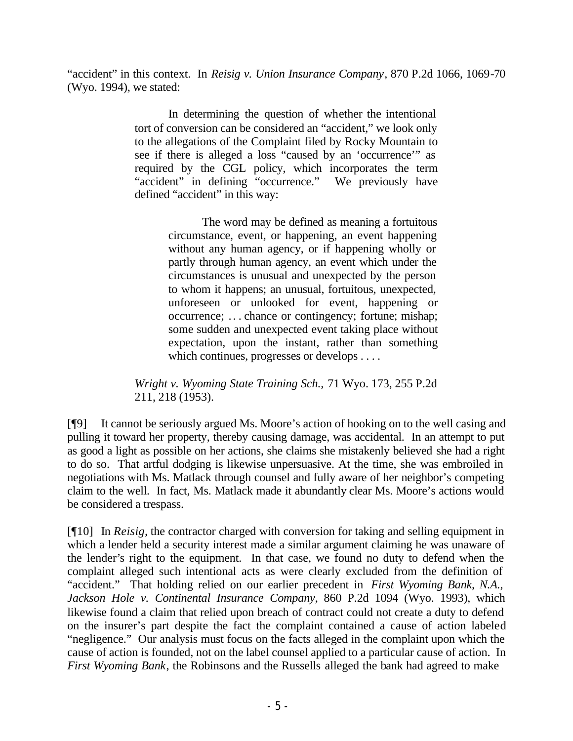"accident" in this context. In *Reisig v. Union Insurance Company*, 870 P.2d 1066, 1069-70 (Wyo. 1994), we stated:

> In determining the question of whether the intentional tort of conversion can be considered an "accident," we look only to the allegations of the Complaint filed by Rocky Mountain to see if there is alleged a loss "caused by an 'occurrence'" as required by the CGL policy, which incorporates the term "accident" in defining "occurrence." We previously have defined "accident" in this way:
>
>> The word may be defined as meaning a fortuitous circumstance, event, or happening, an event happening without any human agency, or if happening wholly or partly through human agency, an event which under the circumstances is unusual and unexpected by the person to whom it happens; an unusual, fortuitous, unexpected, unforeseen or unlooked for event, happening or occurrence; . . . chance or contingency; fortune; mishap; some sudden and unexpected event taking place without expectation, upon the instant, rather than something which continues, progresses or develops . . . .
>
> *Wright v. Wyoming State Training Sch.,* 71 Wyo. 173, 255 P.2d 211, 218 (1953).

[¶9] It cannot be seriously argued Ms. Moore's action of hooking on to the well casing and pulling it toward her property, thereby causing damage, was accidental. In an attempt to put as good a light as possible on her actions, she claims she mistakenly believed she had a right to do so. That artful dodging is likewise unpersuasive. At the time, she was embroiled in negotiations with Ms. Matlack through counsel and fully aware of her neighbor's competing claim to the well. In fact, Ms. Matlack made it abundantly clear Ms. Moore's actions would be considered a trespass.

[¶10] In *Reisig*, the contractor charged with conversion for taking and selling equipment in which a lender held a security interest made a similar argument claiming he was unaware of the lender's right to the equipment. In that case, we found no duty to defend when the complaint alleged such intentional acts as were clearly excluded from the definition of "accident." That holding relied on our earlier precedent in *First Wyoming Bank, N.A., Jackson Hole v. Continental Insurance Company*, 860 P.2d 1094 (Wyo. 1993), which likewise found a claim that relied upon breach of contract could not create a duty to defend on the insurer's part despite the fact the complaint contained a cause of action labeled "negligence." Our analysis must focus on the facts alleged in the complaint upon which the cause of action is founded, not on the label counsel applied to a particular cause of action. In *First Wyoming Bank*, the Robinsons and the Russells alleged the bank had agreed to make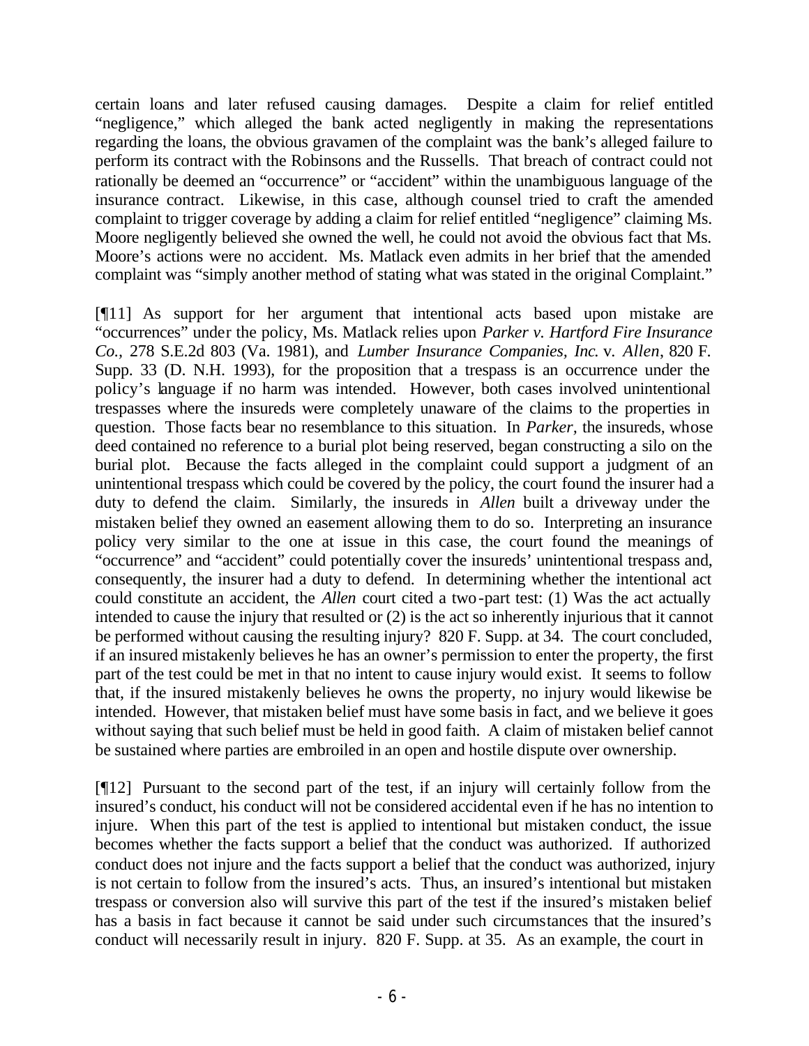certain loans and later refused causing damages. Despite a claim for relief entitled "negligence," which alleged the bank acted negligently in making the representations regarding the loans, the obvious gravamen of the complaint was the bank's alleged failure to perform its contract with the Robinsons and the Russells. That breach of contract could not rationally be deemed an "occurrence" or "accident" within the unambiguous language of the insurance contract. Likewise, in this case, although counsel tried to craft the amended complaint to trigger coverage by adding a claim for relief entitled "negligence" claiming Ms. Moore negligently believed she owned the well, he could not avoid the obvious fact that Ms. Moore's actions were no accident. Ms. Matlack even admits in her brief that the amended complaint was "simply another method of stating what was stated in the original Complaint."

[¶11] As support for her argument that intentional acts based upon mistake are "occurrences" under the policy, Ms. Matlack relies upon *Parker v. Hartford Fire Insurance Co.*, 278 S.E.2d 803 (Va. 1981), and *Lumber Insurance Companies, Inc.* v. *Allen*, 820 F. Supp. 33 (D. N.H. 1993), for the proposition that a trespass is an occurrence under the policy's language if no harm was intended. However, both cases involved unintentional trespasses where the insureds were completely unaware of the claims to the properties in question. Those facts bear no resemblance to this situation. In *Parker*, the insureds, whose deed contained no reference to a burial plot being reserved, began constructing a silo on the burial plot. Because the facts alleged in the complaint could support a judgment of an unintentional trespass which could be covered by the policy, the court found the insurer had a duty to defend the claim. Similarly, the insureds in *Allen* built a driveway under the mistaken belief they owned an easement allowing them to do so. Interpreting an insurance policy very similar to the one at issue in this case, the court found the meanings of "occurrence" and "accident" could potentially cover the insureds' unintentional trespass and, consequently, the insurer had a duty to defend. In determining whether the intentional act could constitute an accident, the *Allen* court cited a two-part test: (1) Was the act actually intended to cause the injury that resulted or (2) is the act so inherently injurious that it cannot be performed without causing the resulting injury? 820 F. Supp. at 34. The court concluded, if an insured mistakenly believes he has an owner's permission to enter the property, the first part of the test could be met in that no intent to cause injury would exist. It seems to follow that, if the insured mistakenly believes he owns the property, no injury would likewise be intended. However, that mistaken belief must have some basis in fact, and we believe it goes without saying that such belief must be held in good faith. A claim of mistaken belief cannot be sustained where parties are embroiled in an open and hostile dispute over ownership.

[¶12] Pursuant to the second part of the test, if an injury will certainly follow from the insured's conduct, his conduct will not be considered accidental even if he has no intention to injure. When this part of the test is applied to intentional but mistaken conduct, the issue becomes whether the facts support a belief that the conduct was authorized. If authorized conduct does not injure and the facts support a belief that the conduct was authorized, injury is not certain to follow from the insured's acts. Thus, an insured's intentional but mistaken trespass or conversion also will survive this part of the test if the insured's mistaken belief has a basis in fact because it cannot be said under such circumstances that the insured's conduct will necessarily result in injury. 820 F. Supp. at 35. As an example, the court in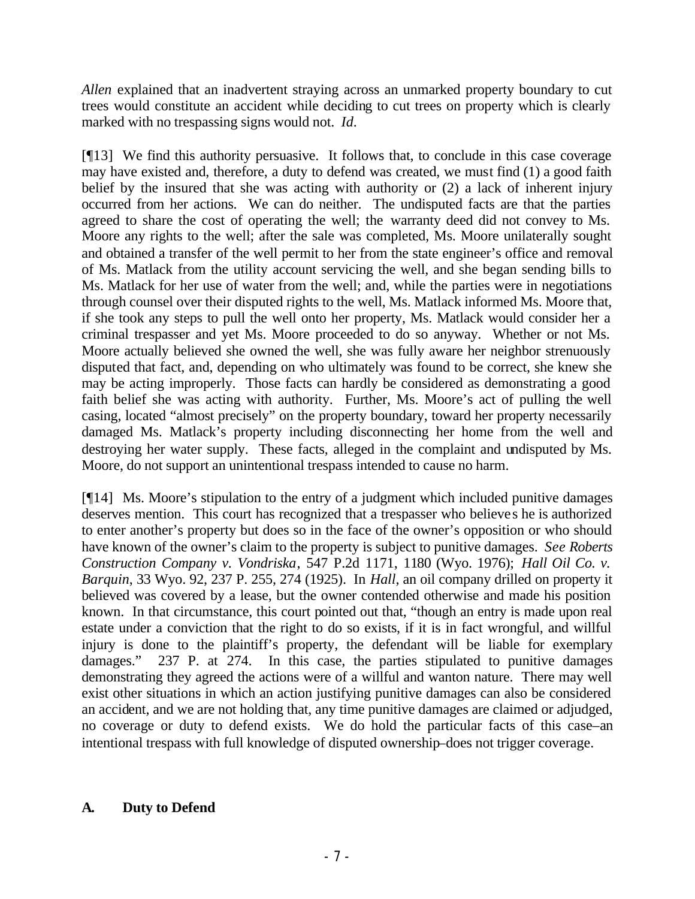*Allen* explained that an inadvertent straying across an unmarked property boundary to cut trees would constitute an accident while deciding to cut trees on property which is clearly marked with no trespassing signs would not. *Id*.

[¶13] We find this authority persuasive. It follows that, to conclude in this case coverage may have existed and, therefore, a duty to defend was created, we must find (1) a good faith belief by the insured that she was acting with authority or (2) a lack of inherent injury occurred from her actions. We can do neither. The undisputed facts are that the parties agreed to share the cost of operating the well; the warranty deed did not convey to Ms. Moore any rights to the well; after the sale was completed, Ms. Moore unilaterally sought and obtained a transfer of the well permit to her from the state engineer's office and removal of Ms. Matlack from the utility account servicing the well, and she began sending bills to Ms. Matlack for her use of water from the well; and, while the parties were in negotiations through counsel over their disputed rights to the well, Ms. Matlack informed Ms. Moore that, if she took any steps to pull the well onto her property, Ms. Matlack would consider her a criminal trespasser and yet Ms. Moore proceeded to do so anyway. Whether or not Ms. Moore actually believed she owned the well, she was fully aware her neighbor strenuously disputed that fact, and, depending on who ultimately was found to be correct, she knew she may be acting improperly. Those facts can hardly be considered as demonstrating a good faith belief she was acting with authority. Further, Ms. Moore's act of pulling the well casing, located "almost precisely" on the property boundary, toward her property necessarily damaged Ms. Matlack's property including disconnecting her home from the well and destroying her water supply. These facts, alleged in the complaint and undisputed by Ms. Moore, do not support an unintentional trespass intended to cause no harm.

[¶14] Ms. Moore's stipulation to the entry of a judgment which included punitive damages deserves mention. This court has recognized that a trespasser who believes he is authorized to enter another's property but does so in the face of the owner's opposition or who should have known of the owner's claim to the property is subject to punitive damages. *See Roberts Construction Company v. Vondriska*, 547 P.2d 1171, 1180 (Wyo. 1976); *Hall Oil Co. v. Barquin*, 33 Wyo. 92, 237 P. 255, 274 (1925). In *Hall*, an oil company drilled on property it believed was covered by a lease, but the owner contended otherwise and made his position known. In that circumstance, this court pointed out that, "though an entry is made upon real estate under a conviction that the right to do so exists, if it is in fact wrongful, and willful injury is done to the plaintiff's property, the defendant will be liable for exemplary damages." 237 P. at 274. In this case, the parties stipulated to punitive damages demonstrating they agreed the actions were of a willful and wanton nature. There may well exist other situations in which an action justifying punitive damages can also be considered an accident, and we are not holding that, any time punitive damages are claimed or adjudged, no coverage or duty to defend exists. We do hold the particular facts of this case–an intentional trespass with full knowledge of disputed ownership–does not trigger coverage.

### A. Duty to Defend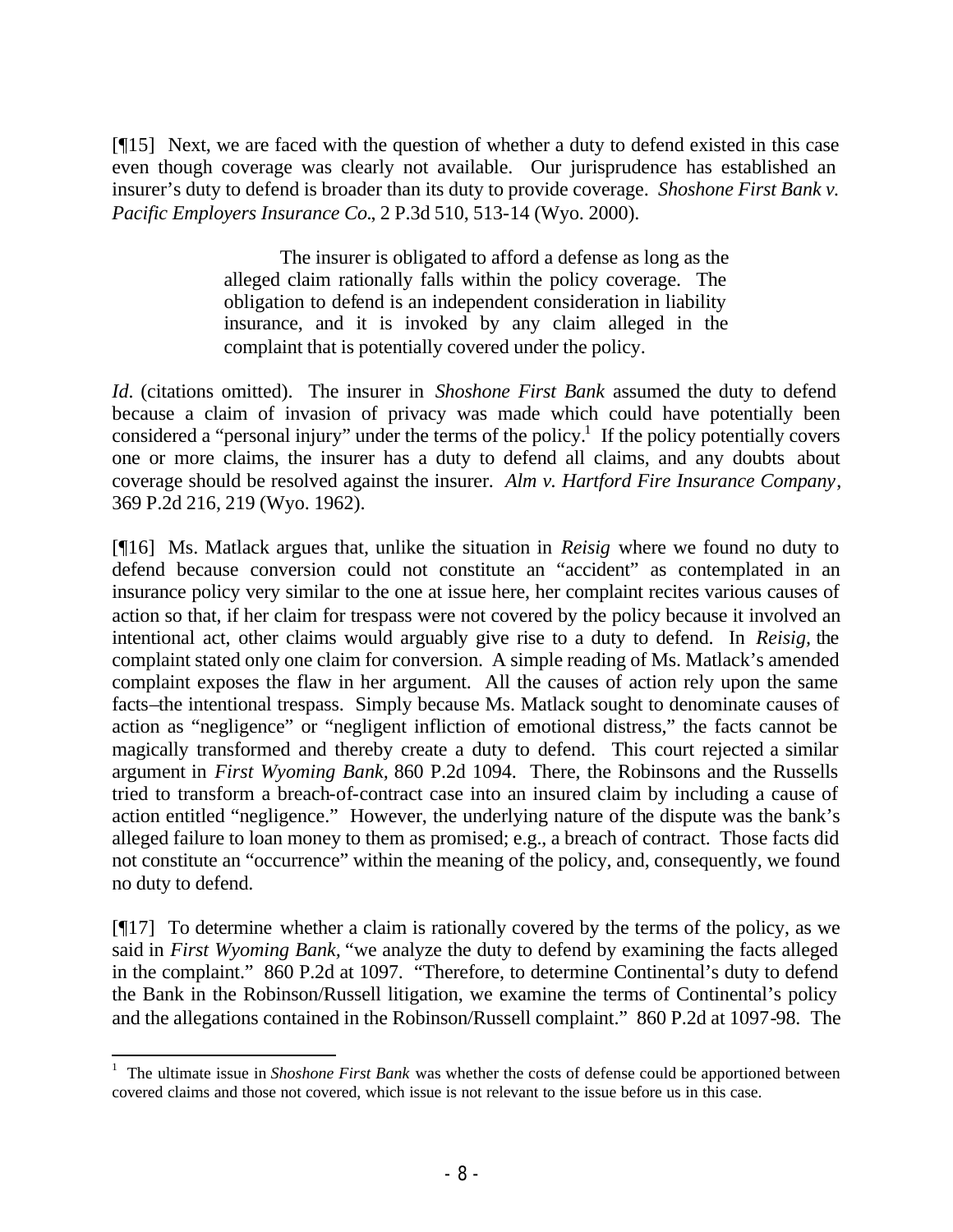[¶15] Next, we are faced with the question of whether a duty to defend existed in this case even though coverage was clearly not available. Our jurisprudence has established an insurer's duty to defend is broader than its duty to provide coverage. *Shoshone First Bank v. Pacific Employers Insurance Co.*, 2 P.3d 510, 513-14 (Wyo. 2000).

> The insurer is obligated to afford a defense as long as the alleged claim rationally falls within the policy coverage. The obligation to defend is an independent consideration in liability insurance, and it is invoked by any claim alleged in the complaint that is potentially covered under the policy.

*Id*. (citations omitted). The insurer in *Shoshone First Bank* assumed the duty to defend because a claim of invasion of privacy was made which could have potentially been considered a "personal injury" under the terms of the policy.[1] If the policy potentially covers one or more claims, the insurer has a duty to defend all claims, and any doubts about coverage should be resolved against the insurer. *Alm v. Hartford Fire Insurance Company*, 369 P.2d 216, 219 (Wyo. 1962).

[¶16] Ms. Matlack argues that, unlike the situation in *Reisig* where we found no duty to defend because conversion could not constitute an "accident" as contemplated in an insurance policy very similar to the one at issue here, her complaint recites various causes of action so that, if her claim for trespass were not covered by the policy because it involved an intentional act, other claims would arguably give rise to a duty to defend. In *Reisig*, the complaint stated only one claim for conversion. A simple reading of Ms. Matlack's amended complaint exposes the flaw in her argument. All the causes of action rely upon the same facts–the intentional trespass. Simply because Ms. Matlack sought to denominate causes of action as "negligence" or "negligent infliction of emotional distress," the facts cannot be magically transformed and thereby create a duty to defend. This court rejected a similar argument in *First Wyoming Bank*, 860 P.2d 1094. There, the Robinsons and the Russells tried to transform a breach-of-contract case into an insured claim by including a cause of action entitled "negligence." However, the underlying nature of the dispute was the bank's alleged failure to loan money to them as promised; e.g., a breach of contract. Those facts did not constitute an "occurrence" within the meaning of the policy, and, consequently, we found no duty to defend.

[¶17] To determine whether a claim is rationally covered by the terms of the policy, as we said in *First Wyoming Bank*, "we analyze the duty to defend by examining the facts alleged in the complaint." 860 P.2d at 1097. "Therefore, to determine Continental's duty to defend the Bank in the Robinson/Russell litigation, we examine the terms of Continental's policy and the allegations contained in the Robinson/Russell complaint." 860 P.2d at 1097-98. The

---

[1] The ultimate issue in *Shoshone First Bank* was whether the costs of defense could be apportioned between covered claims and those not covered, which issue is not relevant to the issue before us in this case.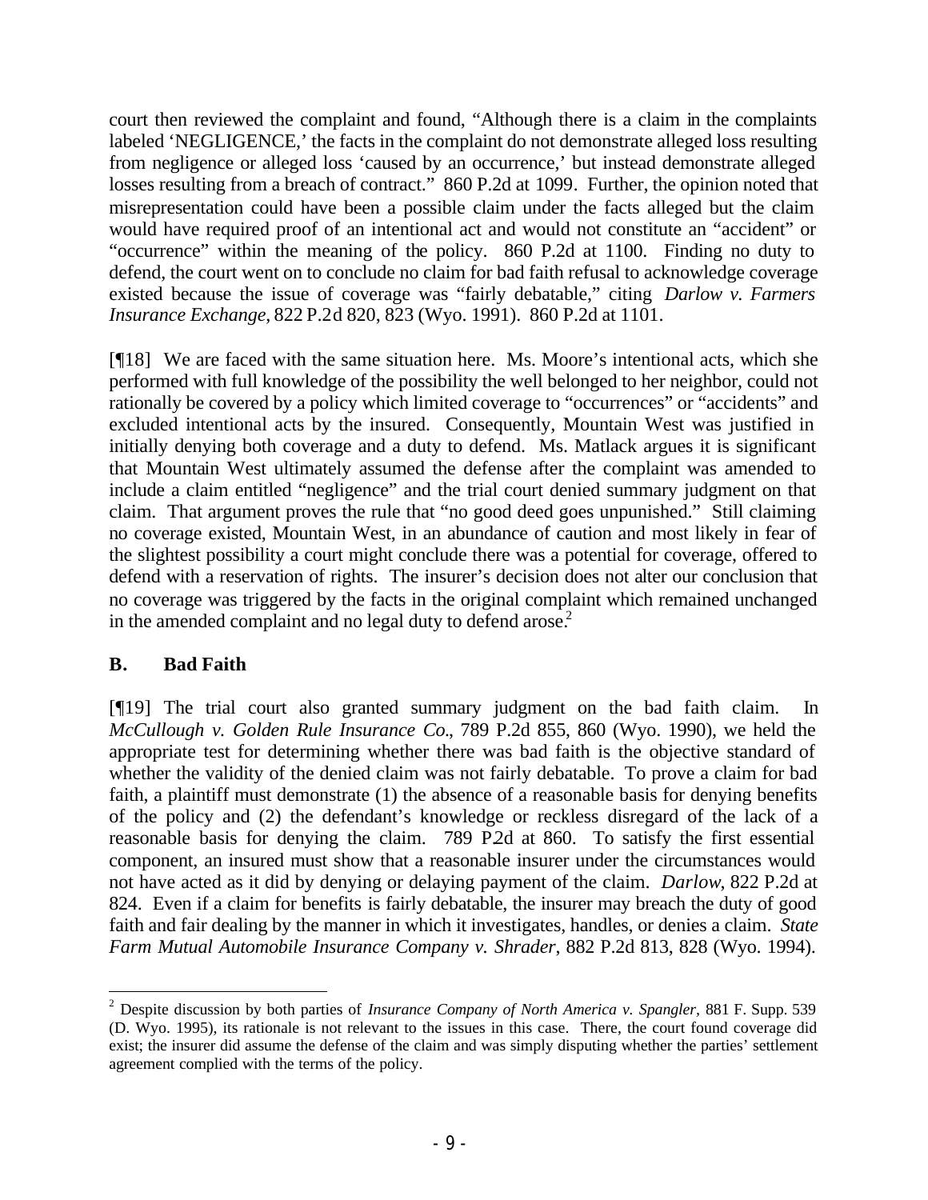court then reviewed the complaint and found, "Although there is a claim in the complaints labeled 'NEGLIGENCE,' the facts in the complaint do not demonstrate alleged loss resulting from negligence or alleged loss 'caused by an occurrence,' but instead demonstrate alleged losses resulting from a breach of contract." 860 P.2d at 1099. Further, the opinion noted that misrepresentation could have been a possible claim under the facts alleged but the claim would have required proof of an intentional act and would not constitute an "accident" or "occurrence" within the meaning of the policy. 860 P.2d at 1100. Finding no duty to defend, the court went on to conclude no claim for bad faith refusal to acknowledge coverage existed because the issue of coverage was "fairly debatable," citing *Darlow v. Farmers Insurance Exchange*, 822 P.2d 820, 823 (Wyo. 1991). 860 P.2d at 1101.

[¶18] We are faced with the same situation here. Ms. Moore's intentional acts, which she performed with full knowledge of the possibility the well belonged to her neighbor, could not rationally be covered by a policy which limited coverage to "occurrences" or "accidents" and excluded intentional acts by the insured. Consequently, Mountain West was justified in initially denying both coverage and a duty to defend. Ms. Matlack argues it is significant that Mountain West ultimately assumed the defense after the complaint was amended to include a claim entitled "negligence" and the trial court denied summary judgment on that claim. That argument proves the rule that "no good deed goes unpunished." Still claiming no coverage existed, Mountain West, in an abundance of caution and most likely in fear of the slightest possibility a court might conclude there was a potential for coverage, offered to defend with a reservation of rights. The insurer's decision does not alter our conclusion that no coverage was triggered by the facts in the original complaint which remained unchanged in the amended complaint and no legal duty to defend arose.[2]

## B. Bad Faith

[¶19] The trial court also granted summary judgment on the bad faith claim. In *McCullough v. Golden Rule Insurance Co.*, 789 P.2d 855, 860 (Wyo. 1990), we held the appropriate test for determining whether there was bad faith is the objective standard of whether the validity of the denied claim was not fairly debatable. To prove a claim for bad faith, a plaintiff must demonstrate (1) the absence of a reasonable basis for denying benefits of the policy and (2) the defendant's knowledge or reckless disregard of the lack of a reasonable basis for denying the claim. 789 P.2d at 860. To satisfy the first essential component, an insured must show that a reasonable insurer under the circumstances would not have acted as it did by denying or delaying payment of the claim. *Darlow*, 822 P.2d at 824. Even if a claim for benefits is fairly debatable, the insurer may breach the duty of good faith and fair dealing by the manner in which it investigates, handles, or denies a claim. *State Farm Mutual Automobile Insurance Company v. Shrader*, 882 P.2d 813, 828 (Wyo. 1994).

---

[2] Despite discussion by both parties of *Insurance Company of North America v. Spangler*, 881 F. Supp. 539 (D. Wyo. 1995), its rationale is not relevant to the issues in this case. There, the court found coverage did exist; the insurer did assume the defense of the claim and was simply disputing whether the parties' settlement agreement complied with the terms of the policy.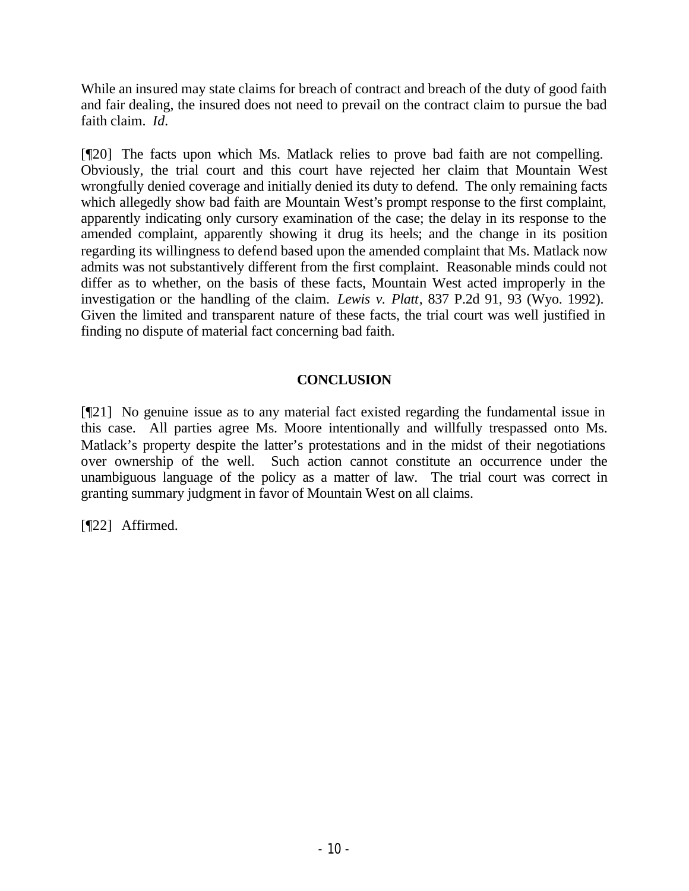While an insured may state claims for breach of contract and breach of the duty of good faith and fair dealing, the insured does not need to prevail on the contract claim to pursue the bad faith claim. *Id*.

[¶20] The facts upon which Ms. Matlack relies to prove bad faith are not compelling. Obviously, the trial court and this court have rejected her claim that Mountain West wrongfully denied coverage and initially denied its duty to defend. The only remaining facts which allegedly show bad faith are Mountain West's prompt response to the first complaint, apparently indicating only cursory examination of the case; the delay in its response to the amended complaint, apparently showing it drug its heels; and the change in its position regarding its willingness to defend based upon the amended complaint that Ms. Matlack now admits was not substantively different from the first complaint. Reasonable minds could not differ as to whether, on the basis of these facts, Mountain West acted improperly in the investigation or the handling of the claim. *Lewis v. Platt*, 837 P.2d 91, 93 (Wyo. 1992). Given the limited and transparent nature of these facts, the trial court was well justified in finding no dispute of material fact concerning bad faith.

## CONCLUSION

[¶21] No genuine issue as to any material fact existed regarding the fundamental issue in this case. All parties agree Ms. Moore intentionally and willfully trespassed onto Ms. Matlack's property despite the latter's protestations and in the midst of their negotiations over ownership of the well. Such action cannot constitute an occurrence under the unambiguous language of the policy as a matter of law. The trial court was correct in granting summary judgment in favor of Mountain West on all claims.

[¶22] Affirmed.